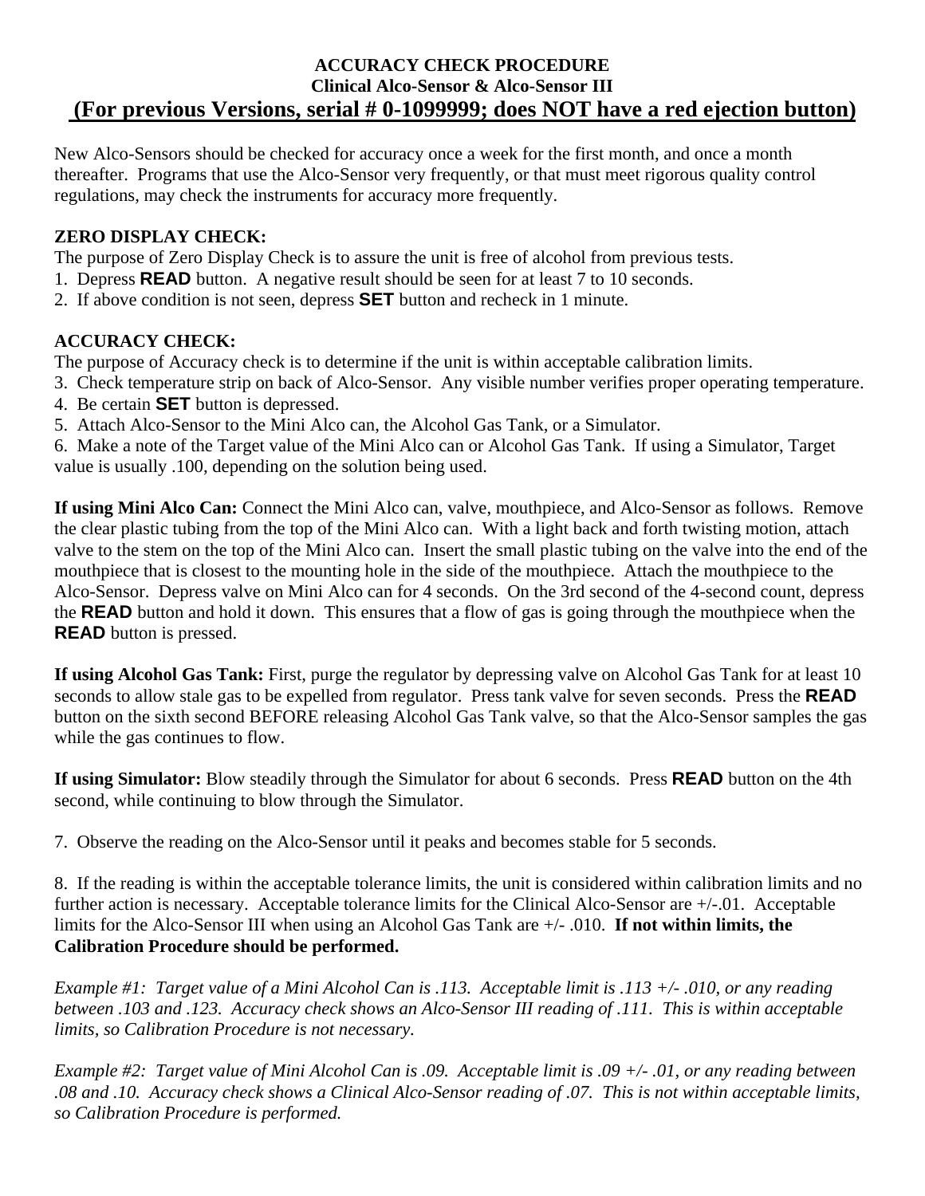# ACCURACY CHECK PROCEDURE
## Clinical Alco-Sensor & Alco-Sensor III
## (For previous Versions, serial # 0-1099999; does NOT have a red ejection button)

New Alco-Sensors should be checked for accuracy once a week for the first month, and once a month thereafter. Programs that use the Alco-Sensor very frequently, or that must meet rigorous quality control regulations, may check the instruments for accuracy more frequently.

**ZERO DISPLAY CHECK:**

The purpose of Zero Display Check is to assure the unit is free of alcohol from previous tests.

1. Depress **READ** button. A negative result should be seen for at least 7 to 10 seconds.
2. If above condition is not seen, depress **SET** button and recheck in 1 minute.

**ACCURACY CHECK:**

The purpose of Accuracy check is to determine if the unit is within acceptable calibration limits.

3. Check temperature strip on back of Alco-Sensor. Any visible number verifies proper operating temperature.
4. Be certain **SET** button is depressed.
5. Attach Alco-Sensor to the Mini Alco can, the Alcohol Gas Tank, or a Simulator.
6. Make a note of the Target value of the Mini Alco can or Alcohol Gas Tank. If using a Simulator, Target value is usually .100, depending on the solution being used.

**If using Mini Alco Can:** Connect the Mini Alco can, valve, mouthpiece, and Alco-Sensor as follows. Remove the clear plastic tubing from the top of the Mini Alco can. With a light back and forth twisting motion, attach valve to the stem on the top of the Mini Alco can. Insert the small plastic tubing on the valve into the end of the mouthpiece that is closest to the mounting hole in the side of the mouthpiece. Attach the mouthpiece to the Alco-Sensor. Depress valve on Mini Alco can for 4 seconds. On the 3rd second of the 4-second count, depress the **READ** button and hold it down. This ensures that a flow of gas is going through the mouthpiece when the **READ** button is pressed.

**If using Alcohol Gas Tank:** First, purge the regulator by depressing valve on Alcohol Gas Tank for at least 10 seconds to allow stale gas to be expelled from regulator. Press tank valve for seven seconds. Press the **READ** button on the sixth second BEFORE releasing Alcohol Gas Tank valve, so that the Alco-Sensor samples the gas while the gas continues to flow.

**If using Simulator:** Blow steadily through the Simulator for about 6 seconds. Press **READ** button on the 4th second, while continuing to blow through the Simulator.

7. Observe the reading on the Alco-Sensor until it peaks and becomes stable for 5 seconds.

8. If the reading is within the acceptable tolerance limits, the unit is considered within calibration limits and no further action is necessary. Acceptable tolerance limits for the Clinical Alco-Sensor are +/-.01. Acceptable limits for the Alco-Sensor III when using an Alcohol Gas Tank are +/- .010. **If not within limits, the Calibration Procedure should be performed.**

*Example #1: Target value of a Mini Alcohol Can is .113. Acceptable limit is .113 +/- .010, or any reading between .103 and .123. Accuracy check shows an Alco-Sensor III reading of .111. This is within acceptable limits, so Calibration Procedure is not necessary.*

*Example #2: Target value of Mini Alcohol Can is .09. Acceptable limit is .09 +/- .01, or any reading between .08 and .10. Accuracy check shows a Clinical Alco-Sensor reading of .07. This is not within acceptable limits, so Calibration Procedure is performed.*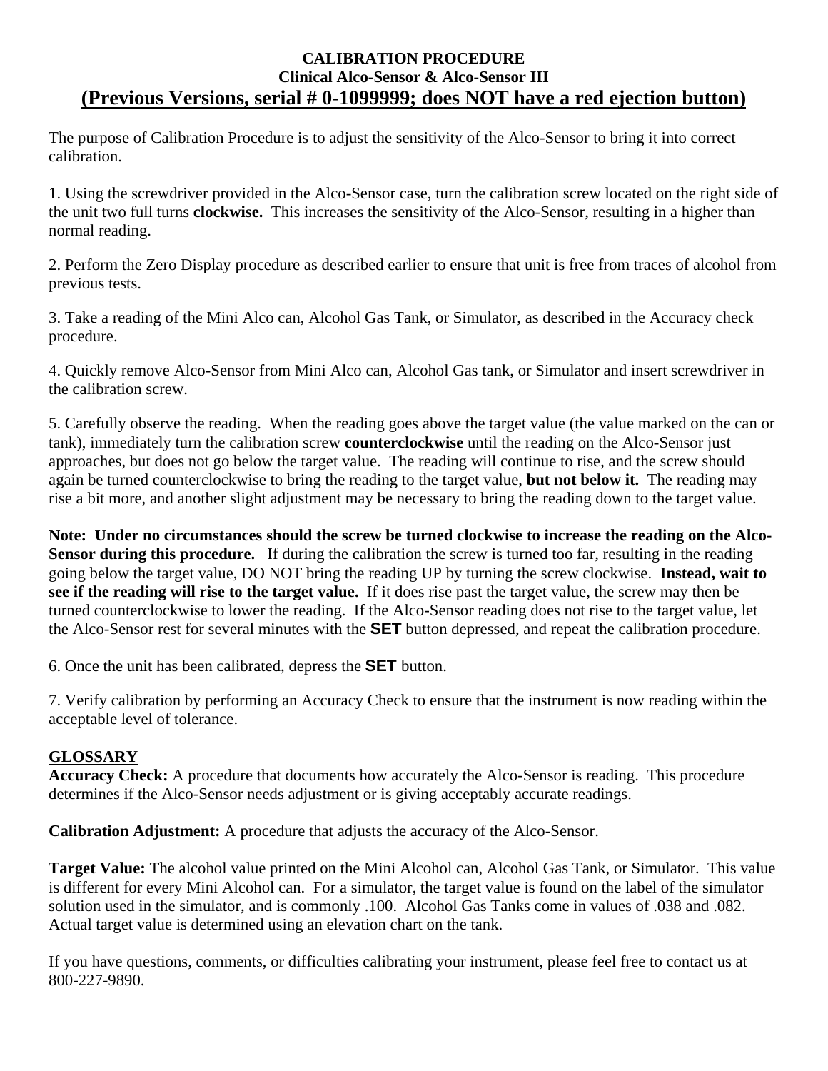# CALIBRATION PROCEDURE

## Clinical Alco-Sensor & Alco-Sensor III

## (Previous Versions, serial # 0-1099999; does NOT have a red ejection button)

The purpose of Calibration Procedure is to adjust the sensitivity of the Alco-Sensor to bring it into correct calibration.

1. Using the screwdriver provided in the Alco-Sensor case, turn the calibration screw located on the right side of the unit two full turns **clockwise.** This increases the sensitivity of the Alco-Sensor, resulting in a higher than normal reading.

2. Perform the Zero Display procedure as described earlier to ensure that unit is free from traces of alcohol from previous tests.

3. Take a reading of the Mini Alco can, Alcohol Gas Tank, or Simulator, as described in the Accuracy check procedure.

4. Quickly remove Alco-Sensor from Mini Alco can, Alcohol Gas tank, or Simulator and insert screwdriver in the calibration screw.

5. Carefully observe the reading. When the reading goes above the target value (the value marked on the can or tank), immediately turn the calibration screw **counterclockwise** until the reading on the Alco-Sensor just approaches, but does not go below the target value. The reading will continue to rise, and the screw should again be turned counterclockwise to bring the reading to the target value, **but not below it.** The reading may rise a bit more, and another slight adjustment may be necessary to bring the reading down to the target value.

**Note: Under no circumstances should the screw be turned clockwise to increase the reading on the Alco-Sensor during this procedure.** If during the calibration the screw is turned too far, resulting in the reading going below the target value, DO NOT bring the reading UP by turning the screw clockwise. **Instead, wait to see if the reading will rise to the target value.** If it does rise past the target value, the screw may then be turned counterclockwise to lower the reading. If the Alco-Sensor reading does not rise to the target value, let the Alco-Sensor rest for several minutes with the **SET** button depressed, and repeat the calibration procedure.

6. Once the unit has been calibrated, depress the **SET** button.

7. Verify calibration by performing an Accuracy Check to ensure that the instrument is now reading within the acceptable level of tolerance.

## GLOSSARY

**Accuracy Check:** A procedure that documents how accurately the Alco-Sensor is reading. This procedure determines if the Alco-Sensor needs adjustment or is giving acceptably accurate readings.

**Calibration Adjustment:** A procedure that adjusts the accuracy of the Alco-Sensor.

**Target Value:** The alcohol value printed on the Mini Alcohol can, Alcohol Gas Tank, or Simulator. This value is different for every Mini Alcohol can. For a simulator, the target value is found on the label of the simulator solution used in the simulator, and is commonly .100. Alcohol Gas Tanks come in values of .038 and .082. Actual target value is determined using an elevation chart on the tank.

If you have questions, comments, or difficulties calibrating your instrument, please feel free to contact us at 800-227-9890.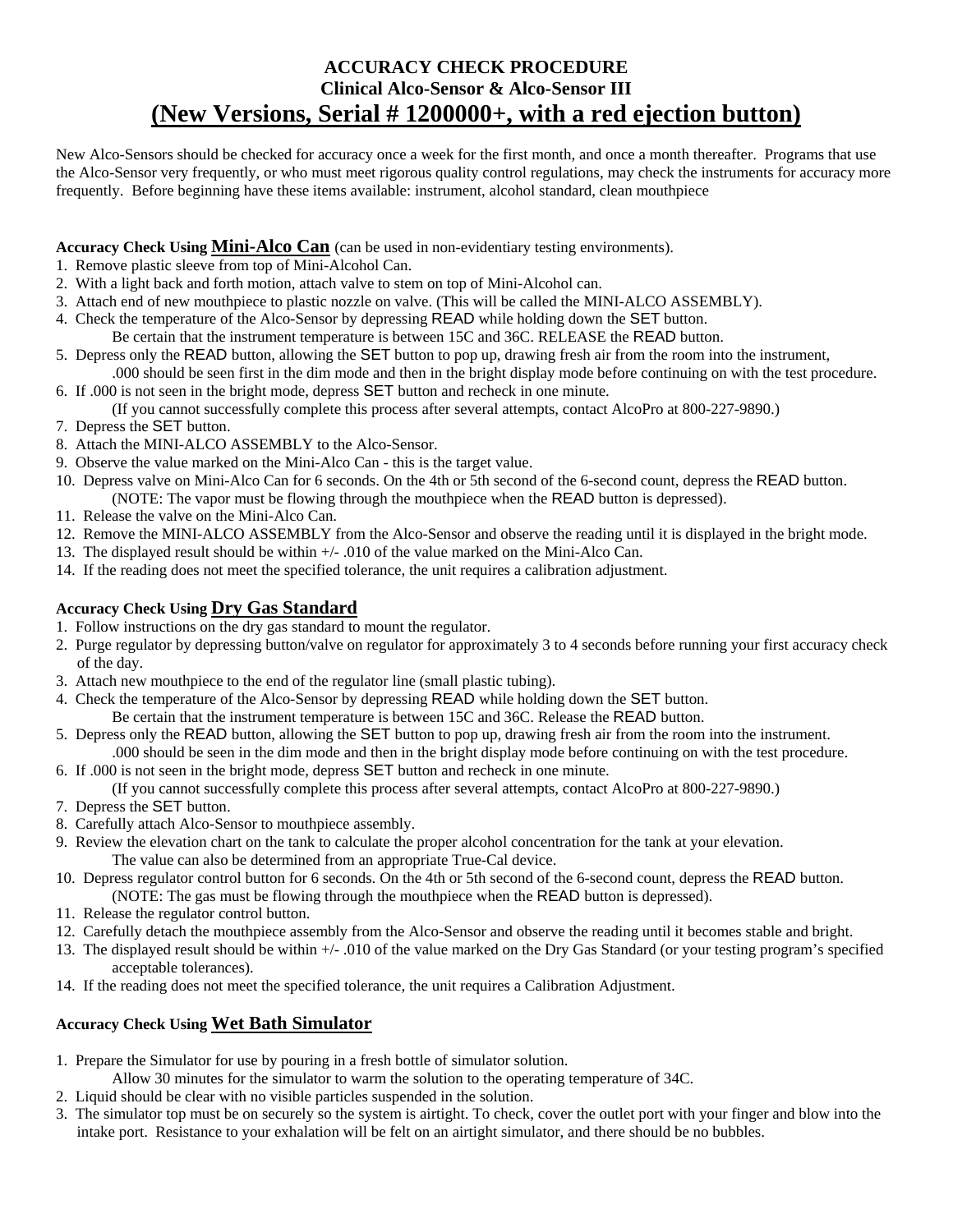# ACCURACY CHECK PROCEDURE

## Clinical Alco-Sensor & Alco-Sensor III

## (New Versions, Serial # 1200000+, with a red ejection button)

New Alco-Sensors should be checked for accuracy once a week for the first month, and once a month thereafter. Programs that use the Alco-Sensor very frequently, or who must meet rigorous quality control regulations, may check the instruments for accuracy more frequently. Before beginning have these items available: instrument, alcohol standard, clean mouthpiece

**Accuracy Check Using Mini-Alco Can** (can be used in non-evidentiary testing environments).

1. Remove plastic sleeve from top of Mini-Alcohol Can.
2. With a light back and forth motion, attach valve to stem on top of Mini-Alcohol can.
3. Attach end of new mouthpiece to plastic nozzle on valve. (This will be called the MINI-ALCO ASSEMBLY).
4. Check the temperature of the Alco-Sensor by depressing READ while holding down the SET button.
   Be certain that the instrument temperature is between 15C and 36C. RELEASE the READ button.
5. Depress only the READ button, allowing the SET button to pop up, drawing fresh air from the room into the instrument,
   .000 should be seen first in the dim mode and then in the bright display mode before continuing on with the test procedure.
6. If .000 is not seen in the bright mode, depress SET button and recheck in one minute.
   (If you cannot successfully complete this process after several attempts, contact AlcoPro at 800-227-9890.)
7. Depress the SET button.
8. Attach the MINI-ALCO ASSEMBLY to the Alco-Sensor.
9. Observe the value marked on the Mini-Alco Can - this is the target value.
10. Depress valve on Mini-Alco Can for 6 seconds. On the 4th or 5th second of the 6-second count, depress the READ button.
    (NOTE: The vapor must be flowing through the mouthpiece when the READ button is depressed).
11. Release the valve on the Mini-Alco Can.
12. Remove the MINI-ALCO ASSEMBLY from the Alco-Sensor and observe the reading until it is displayed in the bright mode.
13. The displayed result should be within +/- .010 of the value marked on the Mini-Alco Can.
14. If the reading does not meet the specified tolerance, the unit requires a calibration adjustment.

**Accuracy Check Using Dry Gas Standard**

1. Follow instructions on the dry gas standard to mount the regulator.
2. Purge regulator by depressing button/valve on regulator for approximately 3 to 4 seconds before running your first accuracy check of the day.
3. Attach new mouthpiece to the end of the regulator line (small plastic tubing).
4. Check the temperature of the Alco-Sensor by depressing READ while holding down the SET button.
   Be certain that the instrument temperature is between 15C and 36C. Release the READ button.
5. Depress only the READ button, allowing the SET button to pop up, drawing fresh air from the room into the instrument.
   .000 should be seen in the dim mode and then in the bright display mode before continuing on with the test procedure.
6. If .000 is not seen in the bright mode, depress SET button and recheck in one minute.
   (If you cannot successfully complete this process after several attempts, contact AlcoPro at 800-227-9890.)
7. Depress the SET button.
8. Carefully attach Alco-Sensor to mouthpiece assembly.
9. Review the elevation chart on the tank to calculate the proper alcohol concentration for the tank at your elevation.
   The value can also be determined from an appropriate True-Cal device.
10. Depress regulator control button for 6 seconds. On the 4th or 5th second of the 6-second count, depress the READ button.
    (NOTE: The gas must be flowing through the mouthpiece when the READ button is depressed).
11. Release the regulator control button.
12. Carefully detach the mouthpiece assembly from the Alco-Sensor and observe the reading until it becomes stable and bright.
13. The displayed result should be within +/- .010 of the value marked on the Dry Gas Standard (or your testing program's specified acceptable tolerances).
14. If the reading does not meet the specified tolerance, the unit requires a Calibration Adjustment.

**Accuracy Check Using Wet Bath Simulator**

1. Prepare the Simulator for use by pouring in a fresh bottle of simulator solution.
   Allow 30 minutes for the simulator to warm the solution to the operating temperature of 34C.
2. Liquid should be clear with no visible particles suspended in the solution.
3. The simulator top must be on securely so the system is airtight. To check, cover the outlet port with your finger and blow into the intake port. Resistance to your exhalation will be felt on an airtight simulator, and there should be no bubbles.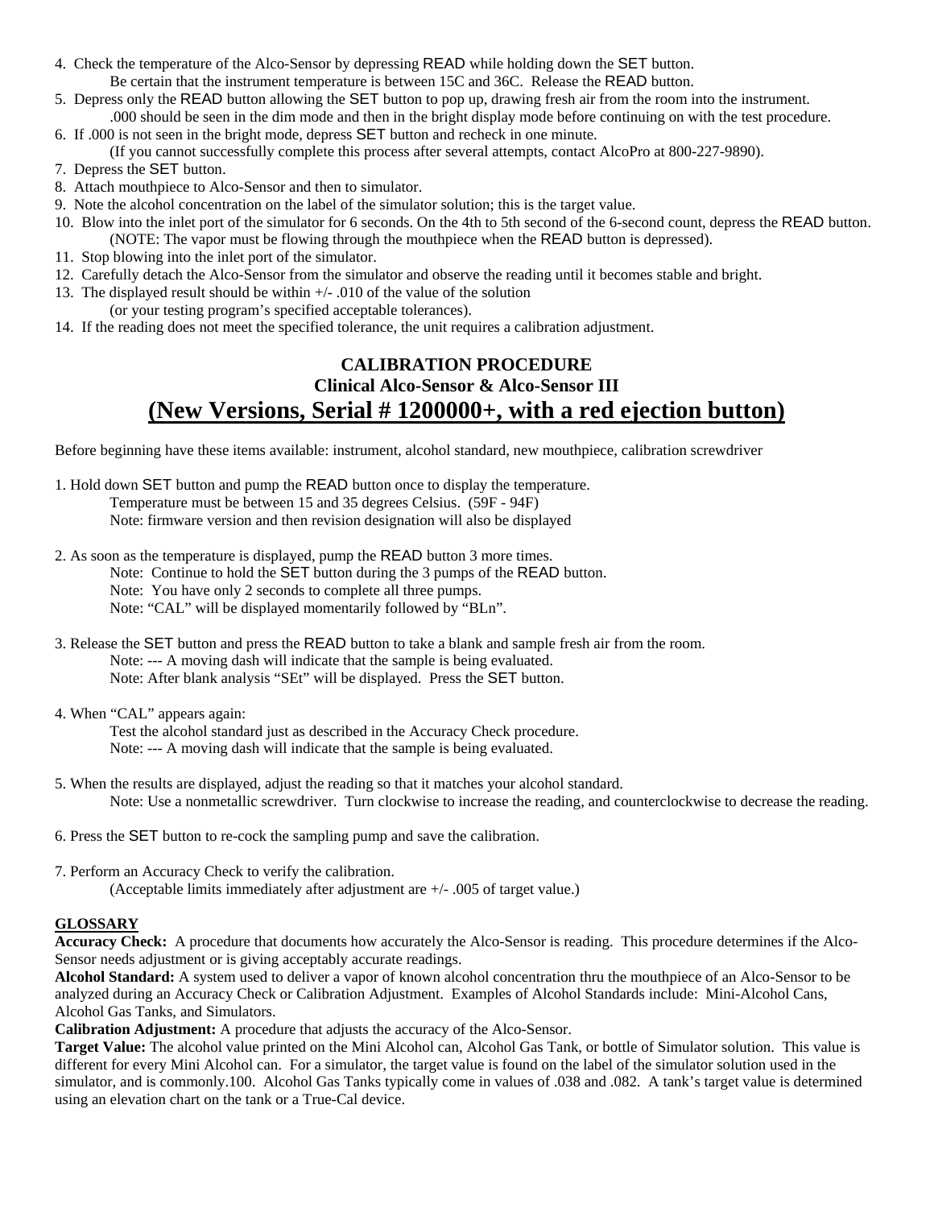4. Check the temperature of the Alco-Sensor by depressing READ while holding down the SET button.
   Be certain that the instrument temperature is between 15C and 36C. Release the READ button.
5. Depress only the READ button allowing the SET button to pop up, drawing fresh air from the room into the instrument.
   .000 should be seen in the dim mode and then in the bright display mode before continuing on with the test procedure.
6. If .000 is not seen in the bright mode, depress SET button and recheck in one minute.
   (If you cannot successfully complete this process after several attempts, contact AlcoPro at 800-227-9890).
7. Depress the SET button.
8. Attach mouthpiece to Alco-Sensor and then to simulator.
9. Note the alcohol concentration on the label of the simulator solution; this is the target value.
10. Blow into the inlet port of the simulator for 6 seconds. On the 4th to 5th second of the 6-second count, depress the READ button.
    (NOTE: The vapor must be flowing through the mouthpiece when the READ button is depressed).
11. Stop blowing into the inlet port of the simulator.
12. Carefully detach the Alco-Sensor from the simulator and observe the reading until it becomes stable and bright.
13. The displayed result should be within +/- .010 of the value of the solution
    (or your testing program's specified acceptable tolerances).
14. If the reading does not meet the specified tolerance, the unit requires a calibration adjustment.

## CALIBRATION PROCEDURE

### Clinical Alco-Sensor & Alco-Sensor III

## (New Versions, Serial # 1200000+, with a red ejection button)

Before beginning have these items available: instrument, alcohol standard, new mouthpiece, calibration screwdriver

1. Hold down SET button and pump the READ button once to display the temperature.
   Temperature must be between 15 and 35 degrees Celsius. (59F - 94F)
   Note: firmware version and then revision designation will also be displayed

2. As soon as the temperature is displayed, pump the READ button 3 more times.
   Note: Continue to hold the SET button during the 3 pumps of the READ button.
   Note: You have only 2 seconds to complete all three pumps.
   Note: "CAL" will be displayed momentarily followed by "BLn".

3. Release the SET button and press the READ button to take a blank and sample fresh air from the room.
   Note: --- A moving dash will indicate that the sample is being evaluated.
   Note: After blank analysis "SEt" will be displayed. Press the SET button.

4. When "CAL" appears again:
   Test the alcohol standard just as described in the Accuracy Check procedure.
   Note: --- A moving dash will indicate that the sample is being evaluated.

5. When the results are displayed, adjust the reading so that it matches your alcohol standard.
   Note: Use a nonmetallic screwdriver. Turn clockwise to increase the reading, and counterclockwise to decrease the reading.

6. Press the SET button to re-cock the sampling pump and save the calibration.

7. Perform an Accuracy Check to verify the calibration.
   (Acceptable limits immediately after adjustment are +/- .005 of target value.)

**GLOSSARY**

**Accuracy Check:** A procedure that documents how accurately the Alco-Sensor is reading. This procedure determines if the Alco-Sensor needs adjustment or is giving acceptably accurate readings.

**Alcohol Standard:** A system used to deliver a vapor of known alcohol concentration thru the mouthpiece of an Alco-Sensor to be analyzed during an Accuracy Check or Calibration Adjustment. Examples of Alcohol Standards include: Mini-Alcohol Cans, Alcohol Gas Tanks, and Simulators.

**Calibration Adjustment:** A procedure that adjusts the accuracy of the Alco-Sensor.

**Target Value:** The alcohol value printed on the Mini Alcohol can, Alcohol Gas Tank, or bottle of Simulator solution. This value is different for every Mini Alcohol can. For a simulator, the target value is found on the label of the simulator solution used in the simulator, and is commonly.100. Alcohol Gas Tanks typically come in values of .038 and .082. A tank's target value is determined using an elevation chart on the tank or a True-Cal device.